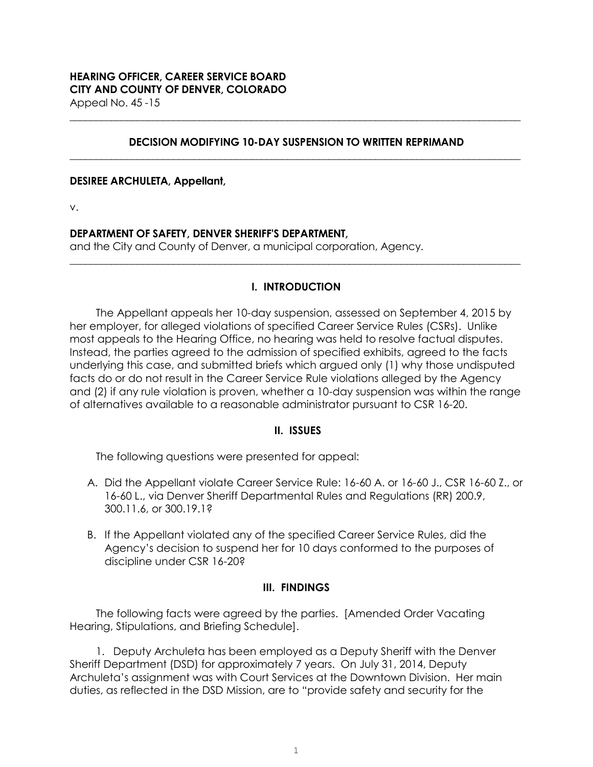**HEARING OFFICER, CAREER SERVICE BOARD**
**CITY AND COUNTY OF DENVER, COLORADO**
Appeal No. 45 -15

---

**DECISION MODIFYING 10-DAY SUSPENSION TO WRITTEN REPRIMAND**

---

**DESIREE ARCHULETA, Appellant,**

v.

**DEPARTMENT OF SAFETY, DENVER SHERIFF'S DEPARTMENT,**
and the City and County of Denver, a municipal corporation, Agency.

---

## I. INTRODUCTION

The Appellant appeals her 10-day suspension, assessed on September 4, 2015 by her employer, for alleged violations of specified Career Service Rules (CSRs). Unlike most appeals to the Hearing Office, no hearing was held to resolve factual disputes. Instead, the parties agreed to the admission of specified exhibits, agreed to the facts underlying this case, and submitted briefs which argued only (1) why those undisputed facts do or do not result in the Career Service Rule violations alleged by the Agency and (2) if any rule violation is proven, whether a 10-day suspension was within the range of alternatives available to a reasonable administrator pursuant to CSR 16-20.

## II. ISSUES

The following questions were presented for appeal:

A. Did the Appellant violate Career Service Rule: 16-60 A. or 16-60 J., CSR 16-60 Z., or 16-60 L., via Denver Sheriff Departmental Rules and Regulations (RR) 200.9, 300.11.6, or 300.19.1?

B. If the Appellant violated any of the specified Career Service Rules, did the Agency's decision to suspend her for 10 days conformed to the purposes of discipline under CSR 16-20?

## III. FINDINGS

The following facts were agreed by the parties. [Amended Order Vacating Hearing, Stipulations, and Briefing Schedule].

1. Deputy Archuleta has been employed as a Deputy Sheriff with the Denver Sheriff Department (DSD) for approximately 7 years. On July 31, 2014, Deputy Archuleta's assignment was with Court Services at the Downtown Division. Her main duties, as reflected in the DSD Mission, are to "provide safety and security for the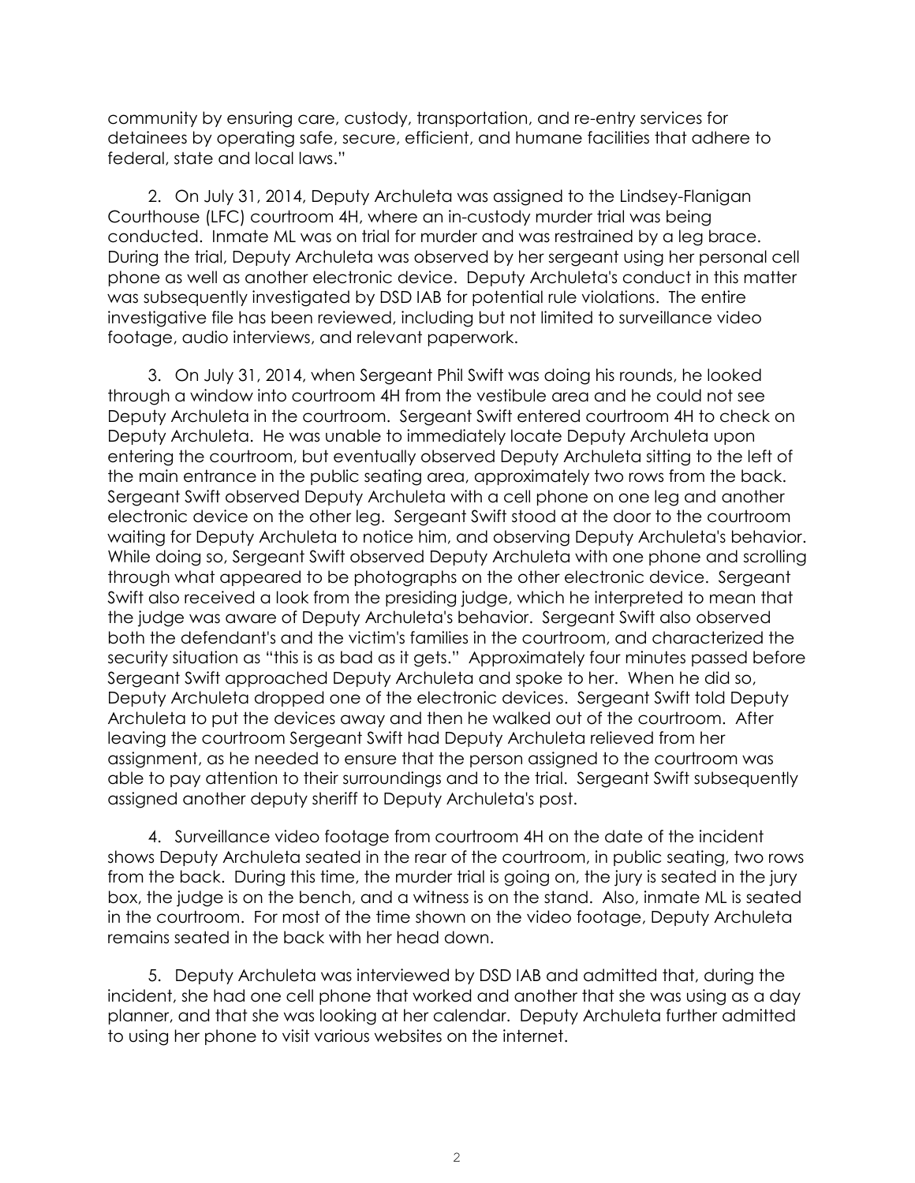community by ensuring care, custody, transportation, and re-entry services for detainees by operating safe, secure, efficient, and humane facilities that adhere to federal, state and local laws."

2. On July 31, 2014, Deputy Archuleta was assigned to the Lindsey-Flanigan Courthouse (LFC) courtroom 4H, where an in-custody murder trial was being conducted. Inmate ML was on trial for murder and was restrained by a leg brace. During the trial, Deputy Archuleta was observed by her sergeant using her personal cell phone as well as another electronic device. Deputy Archuleta's conduct in this matter was subsequently investigated by DSD IAB for potential rule violations. The entire investigative file has been reviewed, including but not limited to surveillance video footage, audio interviews, and relevant paperwork.

3. On July 31, 2014, when Sergeant Phil Swift was doing his rounds, he looked through a window into courtroom 4H from the vestibule area and he could not see Deputy Archuleta in the courtroom. Sergeant Swift entered courtroom 4H to check on Deputy Archuleta. He was unable to immediately locate Deputy Archuleta upon entering the courtroom, but eventually observed Deputy Archuleta sitting to the left of the main entrance in the public seating area, approximately two rows from the back. Sergeant Swift observed Deputy Archuleta with a cell phone on one leg and another electronic device on the other leg. Sergeant Swift stood at the door to the courtroom waiting for Deputy Archuleta to notice him, and observing Deputy Archuleta's behavior. While doing so, Sergeant Swift observed Deputy Archuleta with one phone and scrolling through what appeared to be photographs on the other electronic device. Sergeant Swift also received a look from the presiding judge, which he interpreted to mean that the judge was aware of Deputy Archuleta's behavior. Sergeant Swift also observed both the defendant's and the victim's families in the courtroom, and characterized the security situation as "this is as bad as it gets." Approximately four minutes passed before Sergeant Swift approached Deputy Archuleta and spoke to her. When he did so, Deputy Archuleta dropped one of the electronic devices. Sergeant Swift told Deputy Archuleta to put the devices away and then he walked out of the courtroom. After leaving the courtroom Sergeant Swift had Deputy Archuleta relieved from her assignment, as he needed to ensure that the person assigned to the courtroom was able to pay attention to their surroundings and to the trial. Sergeant Swift subsequently assigned another deputy sheriff to Deputy Archuleta's post.

4. Surveillance video footage from courtroom 4H on the date of the incident shows Deputy Archuleta seated in the rear of the courtroom, in public seating, two rows from the back. During this time, the murder trial is going on, the jury is seated in the jury box, the judge is on the bench, and a witness is on the stand. Also, inmate ML is seated in the courtroom. For most of the time shown on the video footage, Deputy Archuleta remains seated in the back with her head down.

5. Deputy Archuleta was interviewed by DSD IAB and admitted that, during the incident, she had one cell phone that worked and another that she was using as a day planner, and that she was looking at her calendar. Deputy Archuleta further admitted to using her phone to visit various websites on the internet.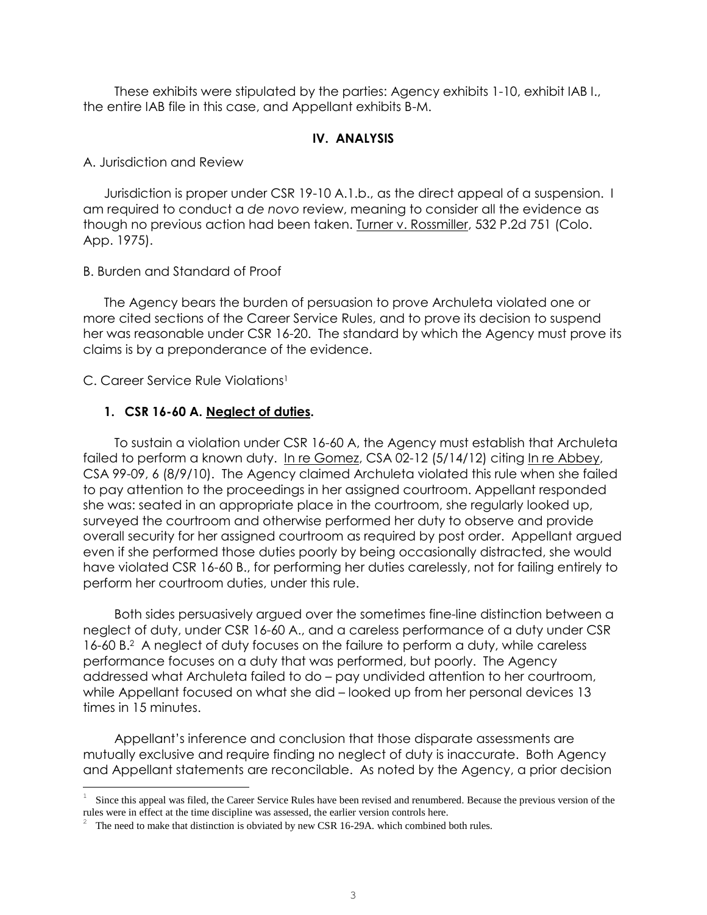These exhibits were stipulated by the parties: Agency exhibits 1-10, exhibit IAB I., the entire IAB file in this case, and Appellant exhibits B-M.

## IV. ANALYSIS

A. Jurisdiction and Review

Jurisdiction is proper under CSR 19-10 A.1.b., as the direct appeal of a suspension. I am required to conduct a *de novo* review, meaning to consider all the evidence as though no previous action had been taken. Turner v. Rossmiller, 532 P.2d 751 (Colo. App. 1975).

B. Burden and Standard of Proof

The Agency bears the burden of persuasion to prove Archuleta violated one or more cited sections of the Career Service Rules, and to prove its decision to suspend her was reasonable under CSR 16-20. The standard by which the Agency must prove its claims is by a preponderance of the evidence.

C. Career Service Rule Violations[1]

**1. CSR 16-60 A. Neglect of duties.**

To sustain a violation under CSR 16-60 A, the Agency must establish that Archuleta failed to perform a known duty. In re Gomez, CSA 02-12 (5/14/12) citing In re Abbey, CSA 99-09, 6 (8/9/10). The Agency claimed Archuleta violated this rule when she failed to pay attention to the proceedings in her assigned courtroom. Appellant responded she was: seated in an appropriate place in the courtroom, she regularly looked up, surveyed the courtroom and otherwise performed her duty to observe and provide overall security for her assigned courtroom as required by post order. Appellant argued even if she performed those duties poorly by being occasionally distracted, she would have violated CSR 16-60 B., for performing her duties carelessly, not for failing entirely to perform her courtroom duties, under this rule.

Both sides persuasively argued over the sometimes fine-line distinction between a neglect of duty, under CSR 16-60 A., and a careless performance of a duty under CSR 16-60 B.[2] A neglect of duty focuses on the failure to perform a duty, while careless performance focuses on a duty that was performed, but poorly. The Agency addressed what Archuleta failed to do – pay undivided attention to her courtroom, while Appellant focused on what she did – looked up from her personal devices 13 times in 15 minutes.

Appellant's inference and conclusion that those disparate assessments are mutually exclusive and require finding no neglect of duty is inaccurate. Both Agency and Appellant statements are reconcilable. As noted by the Agency, a prior decision

[1] Since this appeal was filed, the Career Service Rules have been revised and renumbered. Because the previous version of the rules were in effect at the time discipline was assessed, the earlier version controls here.

[2] The need to make that distinction is obviated by new CSR 16-29A. which combined both rules.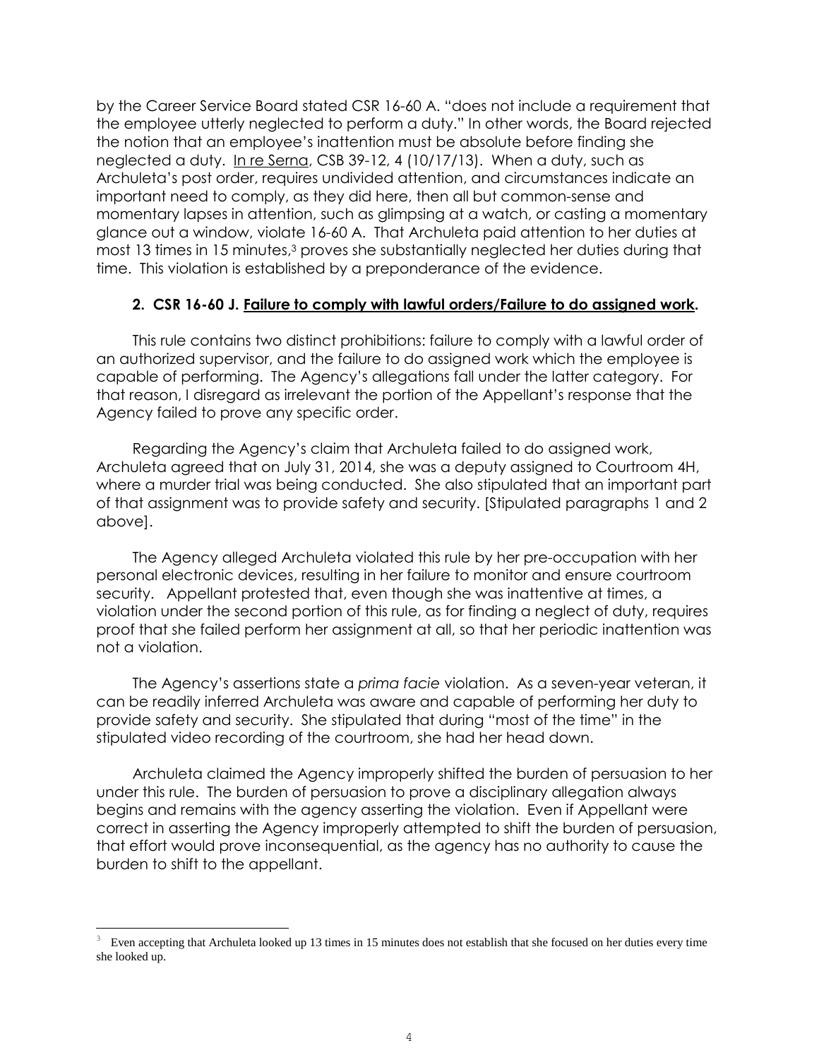by the Career Service Board stated CSR 16-60 A. "does not include a requirement that the employee utterly neglected to perform a duty." In other words, the Board rejected the notion that an employee's inattention must be absolute before finding she neglected a duty. In re Serna, CSB 39-12, 4 (10/17/13). When a duty, such as Archuleta's post order, requires undivided attention, and circumstances indicate an important need to comply, as they did here, then all but common-sense and momentary lapses in attention, such as glimpsing at a watch, or casting a momentary glance out a window, violate 16-60 A. That Archuleta paid attention to her duties at most 13 times in 15 minutes,[3] proves she substantially neglected her duties during that time. This violation is established by a preponderance of the evidence.

**2. CSR 16-60 J. Failure to comply with lawful orders/Failure to do assigned work.**

This rule contains two distinct prohibitions: failure to comply with a lawful order of an authorized supervisor, and the failure to do assigned work which the employee is capable of performing. The Agency's allegations fall under the latter category. For that reason, I disregard as irrelevant the portion of the Appellant's response that the Agency failed to prove any specific order.

Regarding the Agency's claim that Archuleta failed to do assigned work, Archuleta agreed that on July 31, 2014, she was a deputy assigned to Courtroom 4H, where a murder trial was being conducted. She also stipulated that an important part of that assignment was to provide safety and security. [Stipulated paragraphs 1 and 2 above].

The Agency alleged Archuleta violated this rule by her pre-occupation with her personal electronic devices, resulting in her failure to monitor and ensure courtroom security. Appellant protested that, even though she was inattentive at times, a violation under the second portion of this rule, as for finding a neglect of duty, requires proof that she failed perform her assignment at all, so that her periodic inattention was not a violation.

The Agency's assertions state a *prima facie* violation. As a seven-year veteran, it can be readily inferred Archuleta was aware and capable of performing her duty to provide safety and security. She stipulated that during "most of the time" in the stipulated video recording of the courtroom, she had her head down.

Archuleta claimed the Agency improperly shifted the burden of persuasion to her under this rule. The burden of persuasion to prove a disciplinary allegation always begins and remains with the agency asserting the violation. Even if Appellant were correct in asserting the Agency improperly attempted to shift the burden of persuasion, that effort would prove inconsequential, as the agency has no authority to cause the burden to shift to the appellant.

---

[3] Even accepting that Archuleta looked up 13 times in 15 minutes does not establish that she focused on her duties every time she looked up.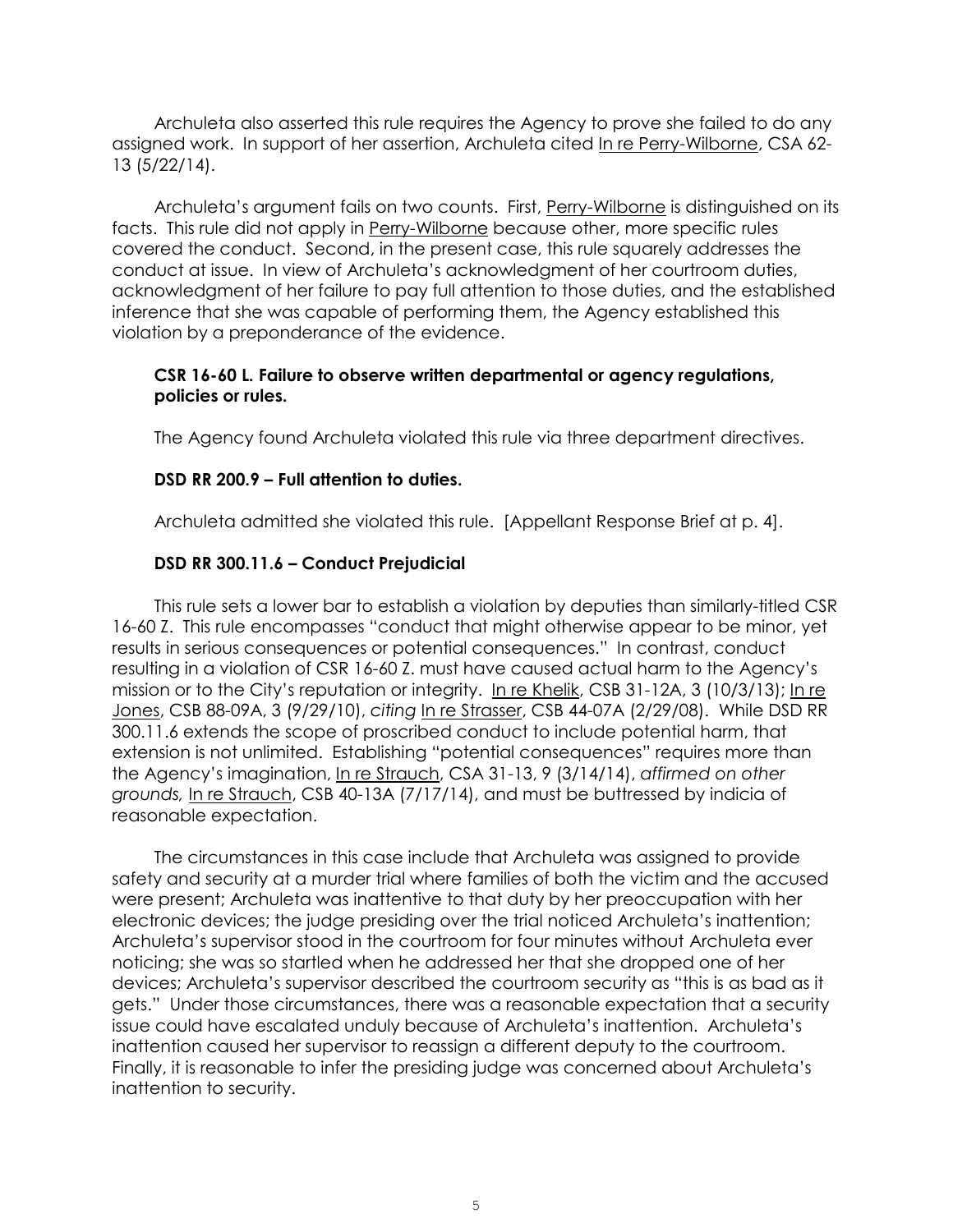Archuleta also asserted this rule requires the Agency to prove she failed to do any assigned work. In support of her assertion, Archuleta cited In re Perry-Wilborne, CSA 62-13 (5/22/14).

Archuleta's argument fails on two counts. First, Perry-Wilborne is distinguished on its facts. This rule did not apply in Perry-Wilborne because other, more specific rules covered the conduct. Second, in the present case, this rule squarely addresses the conduct at issue. In view of Archuleta's acknowledgment of her courtroom duties, acknowledgment of her failure to pay full attention to those duties, and the established inference that she was capable of performing them, the Agency established this violation by a preponderance of the evidence.

**CSR 16-60 L. Failure to observe written departmental or agency regulations, policies or rules.**

The Agency found Archuleta violated this rule via three department directives.

**DSD RR 200.9 – Full attention to duties.**

Archuleta admitted she violated this rule. [Appellant Response Brief at p. 4].

**DSD RR 300.11.6 – Conduct Prejudicial**

This rule sets a lower bar to establish a violation by deputies than similarly-titled CSR 16-60 Z. This rule encompasses "conduct that might otherwise appear to be minor, yet results in serious consequences or potential consequences." In contrast, conduct resulting in a violation of CSR 16-60 Z. must have caused actual harm to the Agency's mission or to the City's reputation or integrity. In re Khelik, CSB 31-12A, 3 (10/3/13); In re Jones, CSB 88-09A, 3 (9/29/10), *citing* In re Strasser, CSB 44-07A (2/29/08). While DSD RR 300.11.6 extends the scope of proscribed conduct to include potential harm, that extension is not unlimited. Establishing "potential consequences" requires more than the Agency's imagination, In re Strauch, CSA 31-13, 9 (3/14/14), *affirmed on other grounds,* In re Strauch, CSB 40-13A (7/17/14), and must be buttressed by indicia of reasonable expectation.

The circumstances in this case include that Archuleta was assigned to provide safety and security at a murder trial where families of both the victim and the accused were present; Archuleta was inattentive to that duty by her preoccupation with her electronic devices; the judge presiding over the trial noticed Archuleta's inattention; Archuleta's supervisor stood in the courtroom for four minutes without Archuleta ever noticing; she was so startled when he addressed her that she dropped one of her devices; Archuleta's supervisor described the courtroom security as "this is as bad as it gets." Under those circumstances, there was a reasonable expectation that a security issue could have escalated unduly because of Archuleta's inattention. Archuleta's inattention caused her supervisor to reassign a different deputy to the courtroom. Finally, it is reasonable to infer the presiding judge was concerned about Archuleta's inattention to security.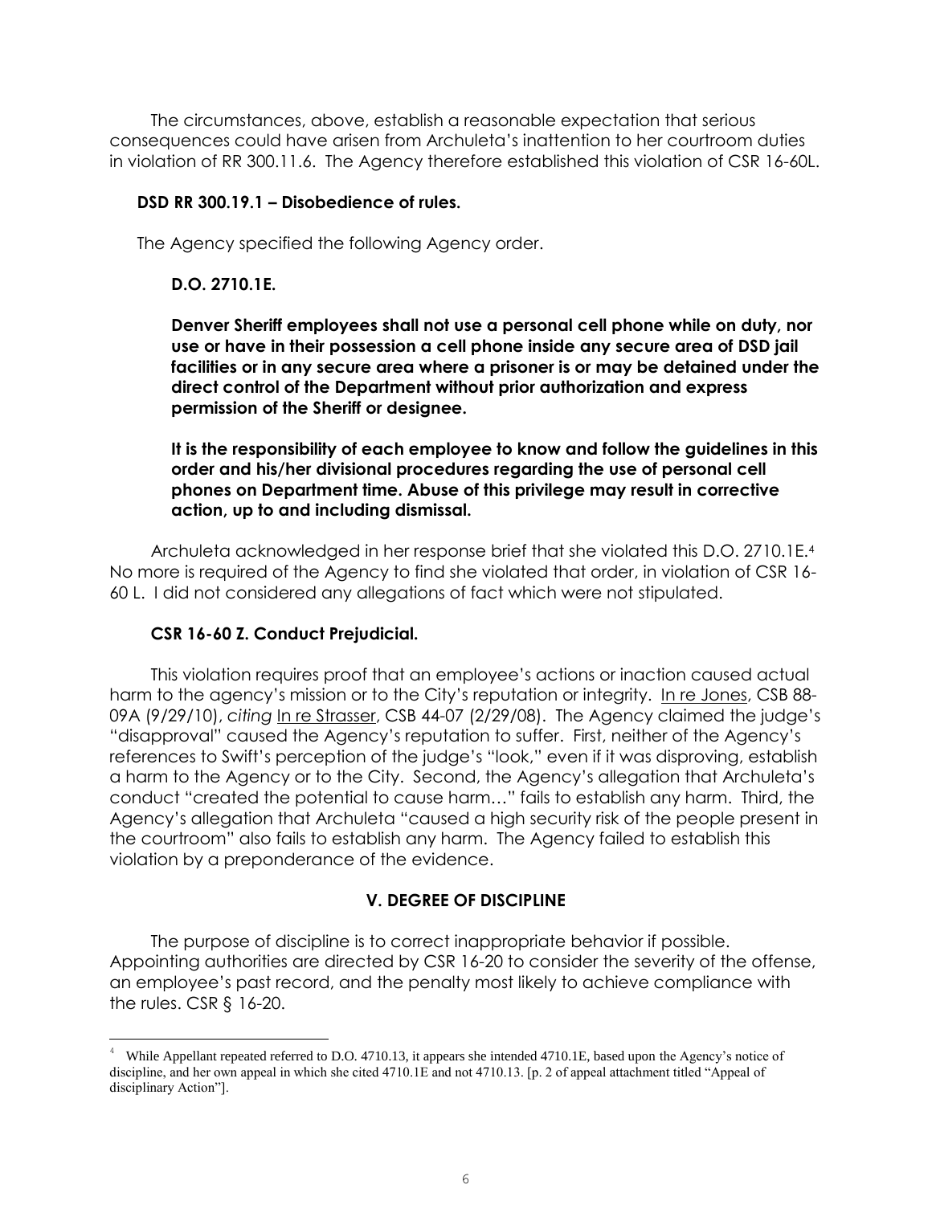The circumstances, above, establish a reasonable expectation that serious consequences could have arisen from Archuleta's inattention to her courtroom duties in violation of RR 300.11.6. The Agency therefore established this violation of CSR 16-60L.

**DSD RR 300.19.1 – Disobedience of rules.**

The Agency specified the following Agency order.

**D.O. 2710.1E.**

**Denver Sheriff employees shall not use a personal cell phone while on duty, nor use or have in their possession a cell phone inside any secure area of DSD jail facilities or in any secure area where a prisoner is or may be detained under the direct control of the Department without prior authorization and express permission of the Sheriff or designee.**

**It is the responsibility of each employee to know and follow the guidelines in this order and his/her divisional procedures regarding the use of personal cell phones on Department time. Abuse of this privilege may result in corrective action, up to and including dismissal.**

Archuleta acknowledged in her response brief that she violated this D.O. 2710.1E.[4] No more is required of the Agency to find she violated that order, in violation of CSR 16-60 L. I did not considered any allegations of fact which were not stipulated.

**CSR 16-60 Z. Conduct Prejudicial.**

This violation requires proof that an employee's actions or inaction caused actual harm to the agency's mission or to the City's reputation or integrity. In re Jones, CSB 88-09A (9/29/10), *citing* In re Strasser, CSB 44-07 (2/29/08). The Agency claimed the judge's "disapproval" caused the Agency's reputation to suffer. First, neither of the Agency's references to Swift's perception of the judge's "look," even if it was disproving, establish a harm to the Agency or to the City. Second, the Agency's allegation that Archuleta's conduct "created the potential to cause harm…" fails to establish any harm. Third, the Agency's allegation that Archuleta "caused a high security risk of the people present in the courtroom" also fails to establish any harm. The Agency failed to establish this violation by a preponderance of the evidence.

## V. DEGREE OF DISCIPLINE

The purpose of discipline is to correct inappropriate behavior if possible. Appointing authorities are directed by CSR 16-20 to consider the severity of the offense, an employee's past record, and the penalty most likely to achieve compliance with the rules. CSR § 16-20.

---

[4] While Appellant repeated referred to D.O. 4710.13, it appears she intended 4710.1E, based upon the Agency's notice of discipline, and her own appeal in which she cited 4710.1E and not 4710.13. [p. 2 of appeal attachment titled "Appeal of disciplinary Action"].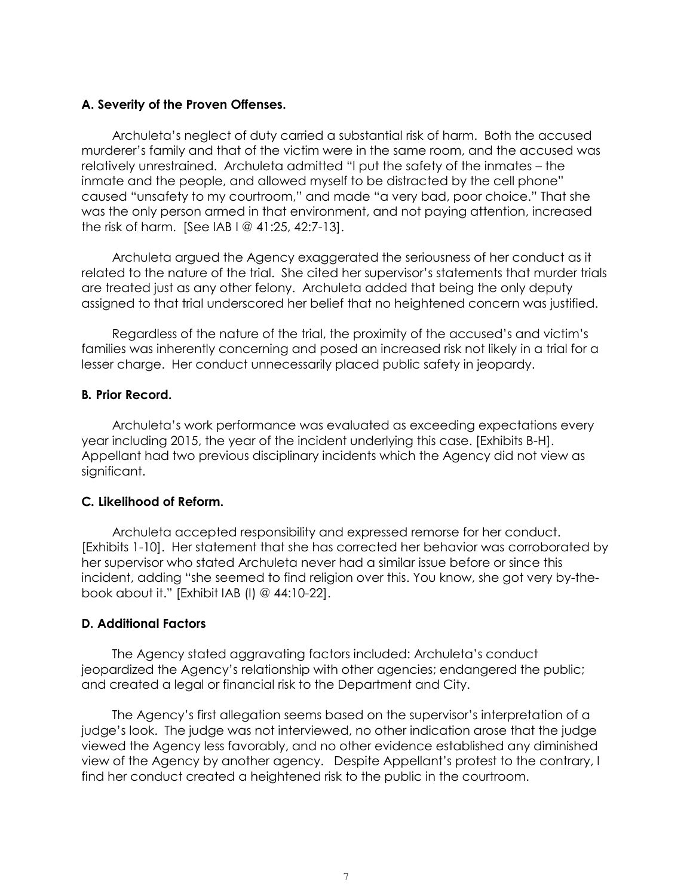### A. Severity of the Proven Offenses.

Archuleta's neglect of duty carried a substantial risk of harm. Both the accused murderer's family and that of the victim were in the same room, and the accused was relatively unrestrained. Archuleta admitted "I put the safety of the inmates – the inmate and the people, and allowed myself to be distracted by the cell phone" caused "unsafety to my courtroom," and made "a very bad, poor choice." That she was the only person armed in that environment, and not paying attention, increased the risk of harm. [See IAB I @ 41:25, 42:7-13].

Archuleta argued the Agency exaggerated the seriousness of her conduct as it related to the nature of the trial. She cited her supervisor's statements that murder trials are treated just as any other felony. Archuleta added that being the only deputy assigned to that trial underscored her belief that no heightened concern was justified.

Regardless of the nature of the trial, the proximity of the accused's and victim's families was inherently concerning and posed an increased risk not likely in a trial for a lesser charge. Her conduct unnecessarily placed public safety in jeopardy.

### B. Prior Record.

Archuleta's work performance was evaluated as exceeding expectations every year including 2015, the year of the incident underlying this case. [Exhibits B-H]. Appellant had two previous disciplinary incidents which the Agency did not view as significant.

### C. Likelihood of Reform.

Archuleta accepted responsibility and expressed remorse for her conduct. [Exhibits 1-10]. Her statement that she has corrected her behavior was corroborated by her supervisor who stated Archuleta never had a similar issue before or since this incident, adding "she seemed to find religion over this. You know, she got very by-the-book about it." [Exhibit IAB (I) @ 44:10-22].

### D. Additional Factors

The Agency stated aggravating factors included: Archuleta's conduct jeopardized the Agency's relationship with other agencies; endangered the public; and created a legal or financial risk to the Department and City.

The Agency's first allegation seems based on the supervisor's interpretation of a judge's look. The judge was not interviewed, no other indication arose that the judge viewed the Agency less favorably, and no other evidence established any diminished view of the Agency by another agency. Despite Appellant's protest to the contrary, I find her conduct created a heightened risk to the public in the courtroom.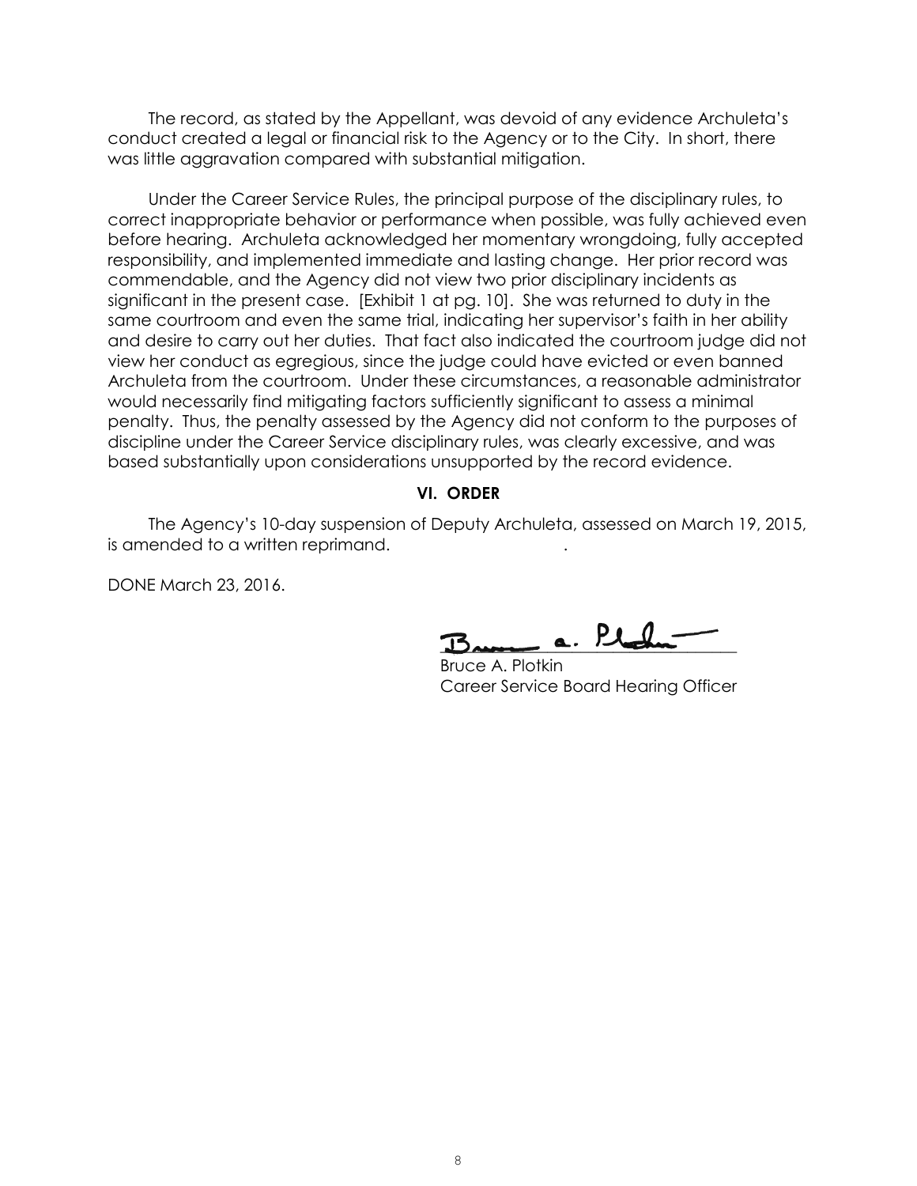The record, as stated by the Appellant, was devoid of any evidence Archuleta's conduct created a legal or financial risk to the Agency or to the City. In short, there was little aggravation compared with substantial mitigation.

Under the Career Service Rules, the principal purpose of the disciplinary rules, to correct inappropriate behavior or performance when possible, was fully achieved even before hearing. Archuleta acknowledged her momentary wrongdoing, fully accepted responsibility, and implemented immediate and lasting change. Her prior record was commendable, and the Agency did not view two prior disciplinary incidents as significant in the present case. [Exhibit 1 at pg. 10]. She was returned to duty in the same courtroom and even the same trial, indicating her supervisor's faith in her ability and desire to carry out her duties. That fact also indicated the courtroom judge did not view her conduct as egregious, since the judge could have evicted or even banned Archuleta from the courtroom. Under these circumstances, a reasonable administrator would necessarily find mitigating factors sufficiently significant to assess a minimal penalty. Thus, the penalty assessed by the Agency did not conform to the purposes of discipline under the Career Service disciplinary rules, was clearly excessive, and was based substantially upon considerations unsupported by the record evidence.

## VI. ORDER

The Agency's 10-day suspension of Deputy Archuleta, assessed on March 19, 2015, is amended to a written reprimand.

DONE March 23, 2016.

Bruce A. Plotkin
Career Service Board Hearing Officer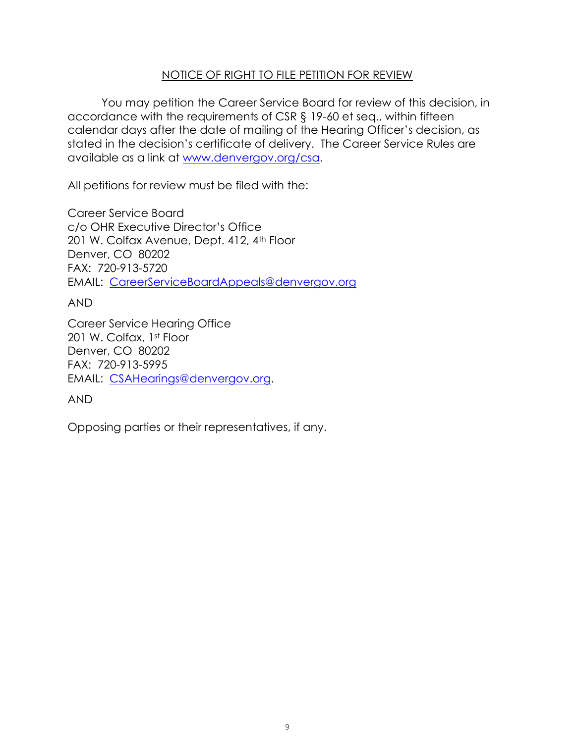## NOTICE OF RIGHT TO FILE PETITION FOR REVIEW

You may petition the Career Service Board for review of this decision, in accordance with the requirements of CSR § 19-60 et seq., within fifteen calendar days after the date of mailing of the Hearing Officer's decision, as stated in the decision's certificate of delivery. The Career Service Rules are available as a link at www.denvergov.org/csa.

All petitions for review must be filed with the:

Career Service Board
c/o OHR Executive Director's Office
201 W. Colfax Avenue, Dept. 412, 4th Floor
Denver, CO 80202
FAX: 720-913-5720
EMAIL: CareerServiceBoardAppeals@denvergov.org

AND

Career Service Hearing Office
201 W. Colfax, 1st Floor
Denver, CO 80202
FAX: 720-913-5995
EMAIL: CSAHearings@denvergov.org.

AND

Opposing parties or their representatives, if any.